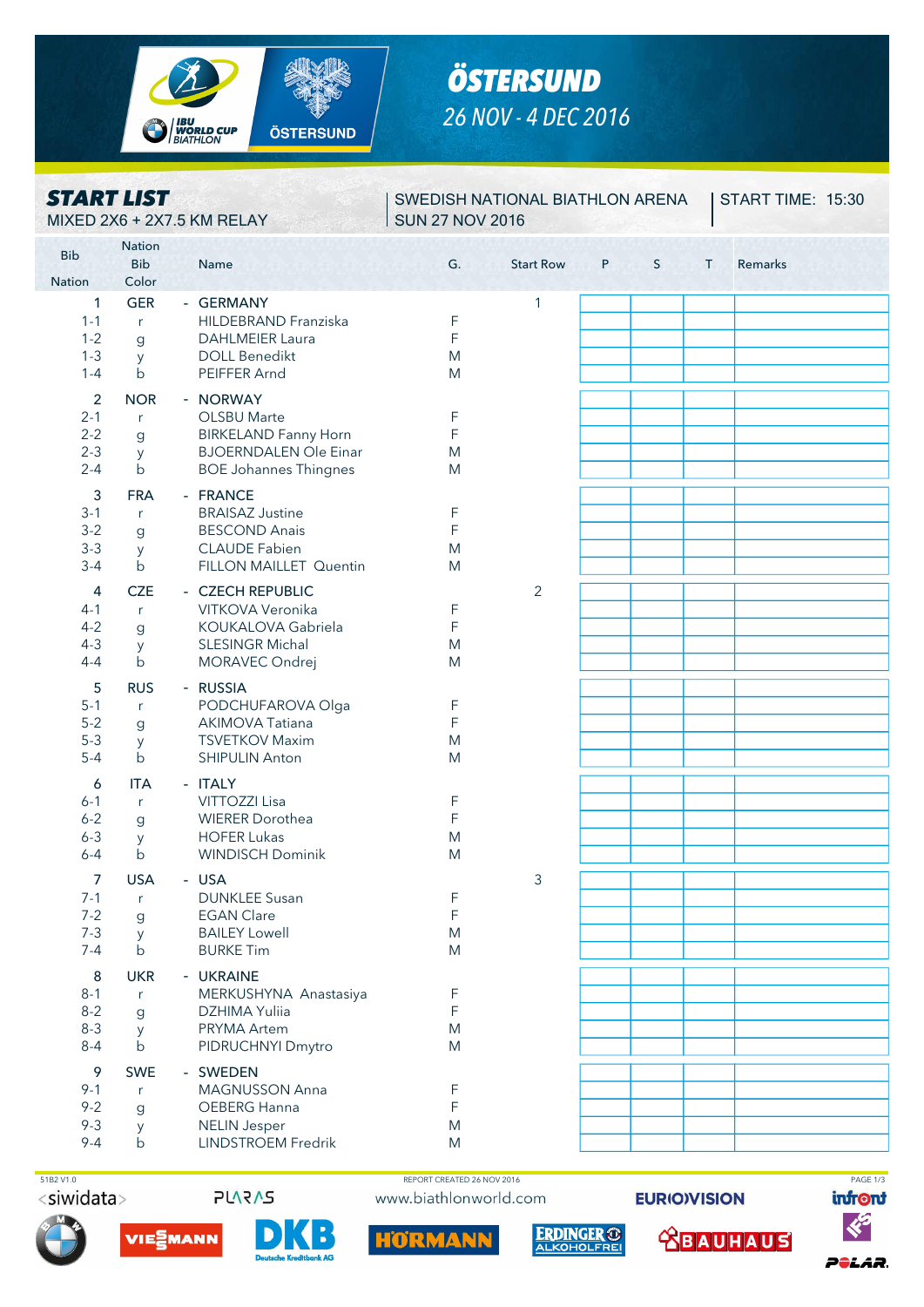# ÖSTERSUND

*26 NOV - 4 DEC 2016*

## START LIST

MIXED 2X6 + 2X7.5 KM RELAY

SWEDISH NATIONAL BIATHLON ARENA
SUN 27 NOV 2016

START TIME: 15:30

| Bib Nation | Nation Bib Color | Name | G. | Start Row | P | S | T | Remarks |
|---|---|---|---|---|---|---|---|---|
| 1 | GER | - GERMANY | | 1 | | | | |
| 1-1 | r | HILDEBRAND Franziska | F | | | | | |
| 1-2 | g | DAHLMEIER Laura | F | | | | | |
| 1-3 | y | DOLL Benedikt | M | | | | | |
| 1-4 | b | PEIFFER Arnd | M | | | | | |
| 2 | NOR | - NORWAY | | | | | | |
| 2-1 | r | OLSBU Marte | F | | | | | |
| 2-2 | g | BIRKELAND Fanny Horn | F | | | | | |
| 2-3 | y | BJOERNDALEN Ole Einar | M | | | | | |
| 2-4 | b | BOE Johannes Thingnes | M | | | | | |
| 3 | FRA | - FRANCE | | | | | | |
| 3-1 | r | BRAISAZ Justine | F | | | | | |
| 3-2 | g | BESCOND Anais | F | | | | | |
| 3-3 | y | CLAUDE Fabien | M | | | | | |
| 3-4 | b | FILLON MAILLET Quentin | M | | | | | |
| 4 | CZE | - CZECH REPUBLIC | | 2 | | | | |
| 4-1 | r | VITKOVA Veronika | F | | | | | |
| 4-2 | g | KOUKALOVA Gabriela | F | | | | | |
| 4-3 | y | SLESINGR Michal | M | | | | | |
| 4-4 | b | MORAVEC Ondrej | M | | | | | |
| 5 | RUS | - RUSSIA | | | | | | |
| 5-1 | r | PODCHUFAROVA Olga | F | | | | | |
| 5-2 | g | AKIMOVA Tatiana | F | | | | | |
| 5-3 | y | TSVETKOV Maxim | M | | | | | |
| 5-4 | b | SHIPULIN Anton | M | | | | | |
| 6 | ITA | - ITALY | | | | | | |
| 6-1 | r | VITTOZZI Lisa | F | | | | | |
| 6-2 | g | WIERER Dorothea | F | | | | | |
| 6-3 | y | HOFER Lukas | M | | | | | |
| 6-4 | b | WINDISCH Dominik | M | | | | | |
| 7 | USA | - USA | | 3 | | | | |
| 7-1 | r | DUNKLEE Susan | F | | | | | |
| 7-2 | g | EGAN Clare | F | | | | | |
| 7-3 | y | BAILEY Lowell | M | | | | | |
| 7-4 | b | BURKE Tim | M | | | | | |
| 8 | UKR | - UKRAINE | | | | | | |
| 8-1 | r | MERKUSHYNA Anastasiya | F | | | | | |
| 8-2 | g | DZHIMA Yuliia | F | | | | | |
| 8-3 | y | PRYMA Artem | M | | | | | |
| 8-4 | b | PIDRUCHNYI Dmytro | M | | | | | |
| 9 | SWE | - SWEDEN | | | | | | |
| 9-1 | r | MAGNUSSON Anna | F | | | | | |
| 9-2 | g | OEBERG Hanna | F | | | | | |
| 9-3 | y | NELIN Jesper | M | | | | | |
| 9-4 | b | LINDSTROEM Fredrik | M | | | | | |

51B2 V1.0 — REPORT CREATED 26 NOV 2016 — www.biathlonworld.com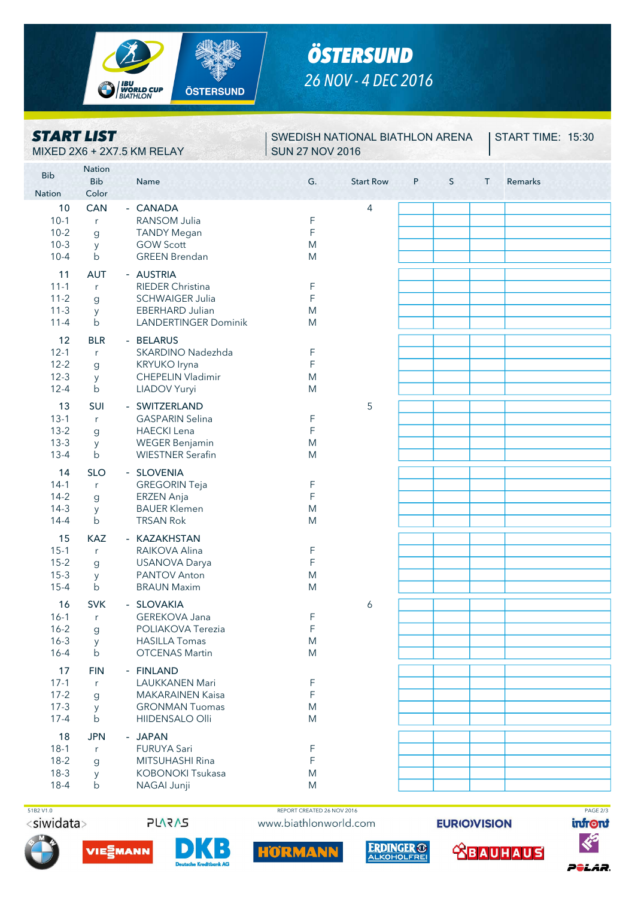# ÖSTERSUND

26 NOV - 4 DEC 2016

## START LIST

MIXED 2X6 + 2X7.5 KM RELAY

SWEDISH NATIONAL BIATHLON ARENA
SUN 27 NOV 2016

START TIME: 15:30

| Bib / Nation | Nation / Bib Color | Name | G. | Start Row | P | S | T | Remarks |
|---|---|---|---|---|---|---|---|---|
| 10 | CAN | - CANADA | | 4 | | | | |
| 10-1 | r | RANSOM Julia | F | | | | | |
| 10-2 | g | TANDY Megan | F | | | | | |
| 10-3 | y | GOW Scott | M | | | | | |
| 10-4 | b | GREEN Brendan | M | | | | | |
| 11 | AUT | - AUSTRIA | | | | | | |
| 11-1 | r | RIEDER Christina | F | | | | | |
| 11-2 | g | SCHWAIGER Julia | F | | | | | |
| 11-3 | y | EBERHARD Julian | M | | | | | |
| 11-4 | b | LANDERTINGER Dominik | M | | | | | |
| 12 | BLR | - BELARUS | | | | | | |
| 12-1 | r | SKARDINO Nadezhda | F | | | | | |
| 12-2 | g | KRYUKO Iryna | F | | | | | |
| 12-3 | y | CHEPELIN Vladimir | M | | | | | |
| 12-4 | b | LIADOV Yuryi | M | | | | | |
| 13 | SUI | - SWITZERLAND | | 5 | | | | |
| 13-1 | r | GASPARIN Selina | F | | | | | |
| 13-2 | g | HAECKI Lena | F | | | | | |
| 13-3 | y | WEGER Benjamin | M | | | | | |
| 13-4 | b | WIESTNER Serafin | M | | | | | |
| 14 | SLO | - SLOVENIA | | | | | | |
| 14-1 | r | GREGORIN Teja | F | | | | | |
| 14-2 | g | ERZEN Anja | F | | | | | |
| 14-3 | y | BAUER Klemen | M | | | | | |
| 14-4 | b | TRSAN Rok | M | | | | | |
| 15 | KAZ | - KAZAKHSTAN | | | | | | |
| 15-1 | r | RAIKOVA Alina | F | | | | | |
| 15-2 | g | USANOVA Darya | F | | | | | |
| 15-3 | y | PANTOV Anton | M | | | | | |
| 15-4 | b | BRAUN Maxim | M | | | | | |
| 16 | SVK | - SLOVAKIA | | 6 | | | | |
| 16-1 | r | GEREKOVA Jana | F | | | | | |
| 16-2 | g | POLIAKOVA Terezia | F | | | | | |
| 16-3 | y | HASILLA Tomas | M | | | | | |
| 16-4 | b | OTCENAS Martin | M | | | | | |
| 17 | FIN | - FINLAND | | | | | | |
| 17-1 | r | LAUKKANEN Mari | F | | | | | |
| 17-2 | g | MAKARAINEN Kaisa | F | | | | | |
| 17-3 | y | GRONMAN Tuomas | M | | | | | |
| 17-4 | b | HIIDENSALO Olli | M | | | | | |
| 18 | JPN | - JAPAN | | | | | | |
| 18-1 | r | FURUYA Sari | F | | | | | |
| 18-2 | g | MITSUHASHI Rina | F | | | | | |
| 18-3 | y | KOBONOKI Tsukasa | M | | | | | |
| 18-4 | b | NAGAI Junji | M | | | | | |

51B2 V1.0 — REPORT CREATED 26 NOV 2016 — www.biathlonworld.com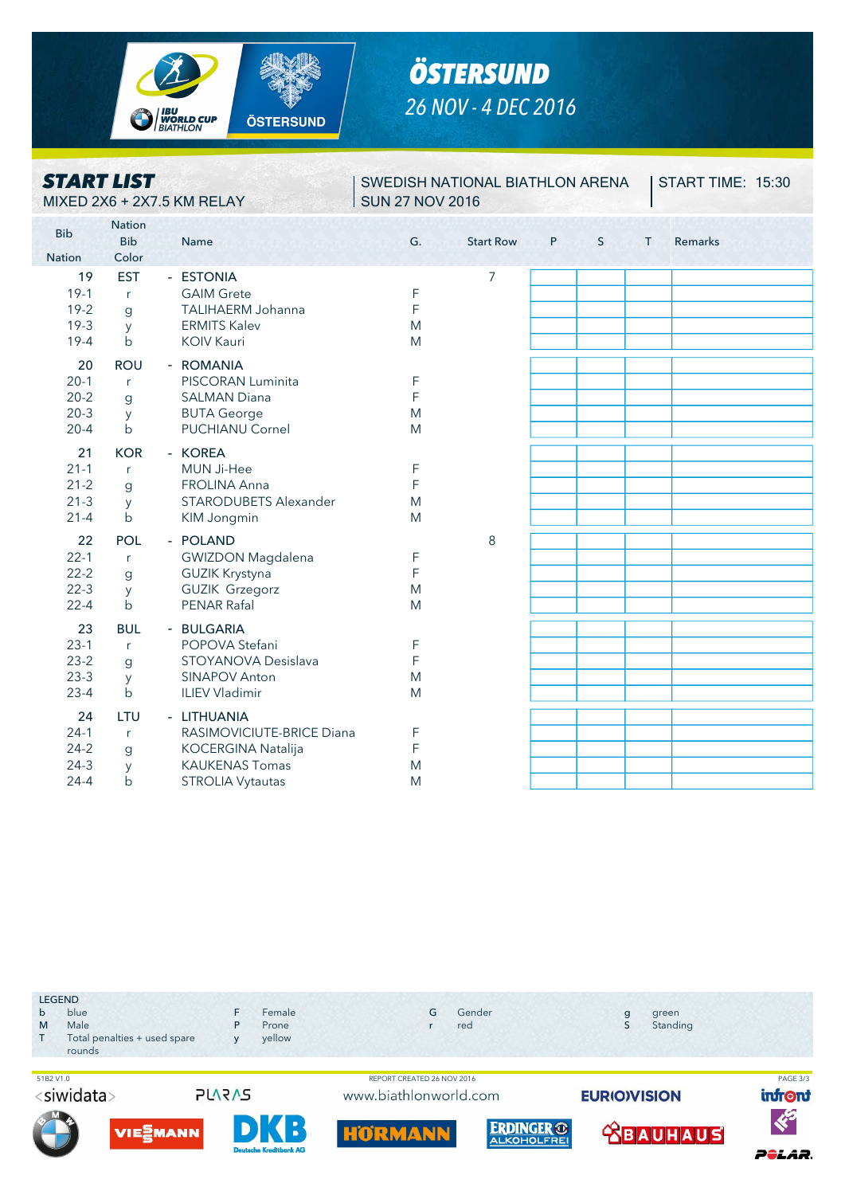# ÖSTERSUND

26 NOV - 4 DEC 2016

## START LIST

MIXED 2X6 + 2X7.5 KM RELAY

SWEDISH NATIONAL BIATHLON ARENA
SUN 27 NOV 2016

START TIME: 15:30

| Bib Nation | Nation Bib Color | Name | G. | Start Row | P | S | T | Remarks |
|---|---|---|---|---|---|---|---|---|
| 19 | EST | - ESTONIA | | 7 | | | | |
| 19-1 | r | GAIM Grete | F | | | | | |
| 19-2 | g | TALIHAERM Johanna | F | | | | | |
| 19-3 | y | ERMITS Kalev | M | | | | | |
| 19-4 | b | KOIV Kauri | M | | | | | |
| 20 | ROU | - ROMANIA | | | | | | |
| 20-1 | r | PISCORAN Luminita | F | | | | | |
| 20-2 | g | SALMAN Diana | F | | | | | |
| 20-3 | y | BUTA George | M | | | | | |
| 20-4 | b | PUCHIANU Cornel | M | | | | | |
| 21 | KOR | - KOREA | | | | | | |
| 21-1 | r | MUN Ji-Hee | F | | | | | |
| 21-2 | g | FROLINA Anna | F | | | | | |
| 21-3 | y | STARODUBETS Alexander | M | | | | | |
| 21-4 | b | KIM Jongmin | M | | | | | |
| 22 | POL | - POLAND | | 8 | | | | |
| 22-1 | r | GWIZDON Magdalena | F | | | | | |
| 22-2 | g | GUZIK Krystyna | F | | | | | |
| 22-3 | y | GUZIK Grzegorz | M | | | | | |
| 22-4 | b | PENAR Rafal | M | | | | | |
| 23 | BUL | - BULGARIA | | | | | | |
| 23-1 | r | POPOVA Stefani | F | | | | | |
| 23-2 | g | STOYANOVA Desislava | F | | | | | |
| 23-3 | y | SINAPOV Anton | M | | | | | |
| 23-4 | b | ILIEV Vladimir | M | | | | | |
| 24 | LTU | - LITHUANIA | | | | | | |
| 24-1 | r | RASIMOVICIUTE-BRICE Diana | F | | | | | |
| 24-2 | g | KOCERGINA Natalija | F | | | | | |
| 24-3 | y | KAUKENAS Tomas | M | | | | | |
| 24-4 | b | STROLIA Vytautas | M | | | | | |

LEGEND

| | | | | | | | |
|---|---|---|---|---|---|---|---|
| b | blue | F | Female | G | Gender | g | green |
| M | Male | P | Prone | r | red | S | Standing |
| T | Total penalties + used spare rounds | y | yellow | | | | |

51B2 V1.0 — REPORT CREATED 26 NOV 2016

www.biathlonworld.com